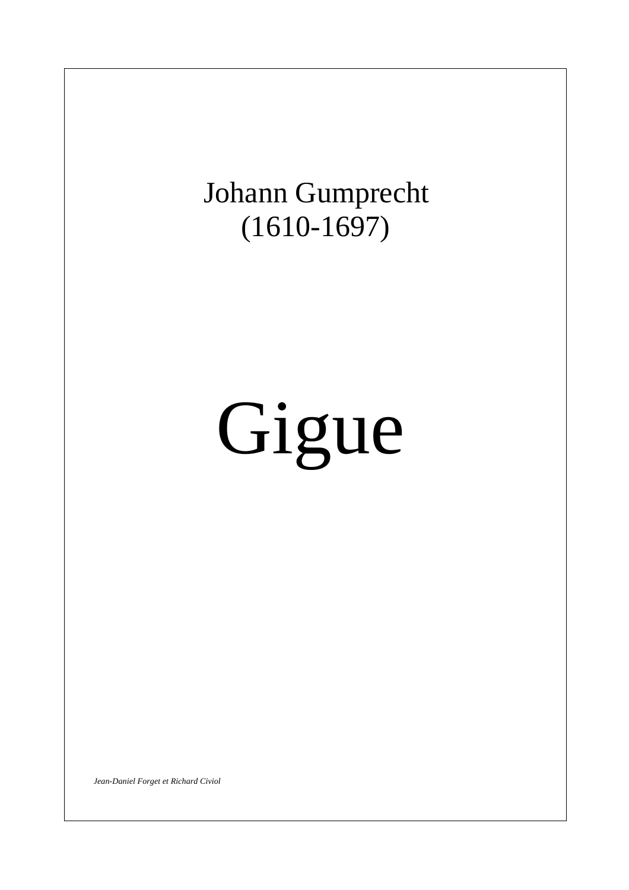Johann Gumprecht
(1610-1697)

# Gigue

*Jean-Daniel Forget et Richard Civiol*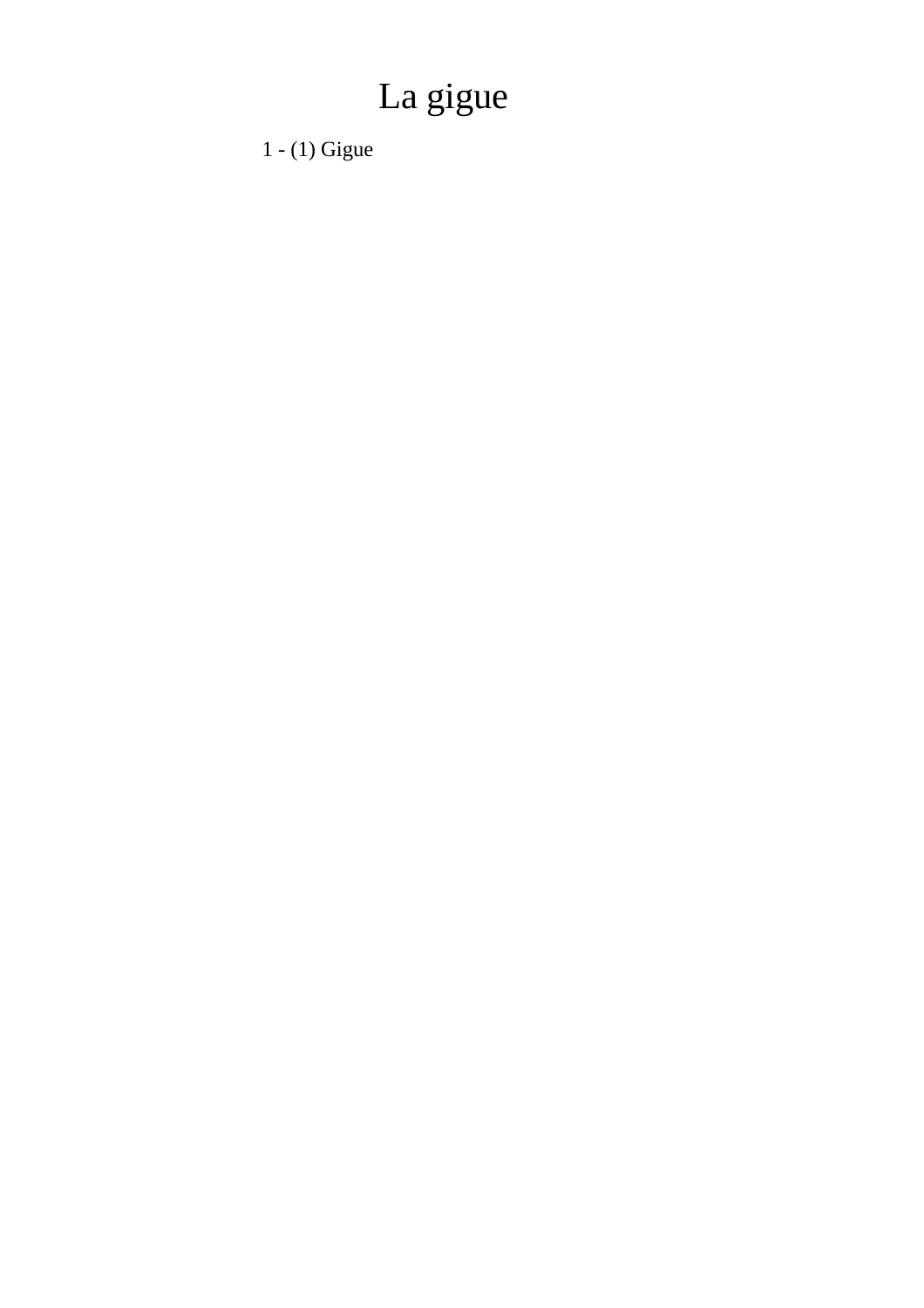# La gigue

1 - (1) Gigue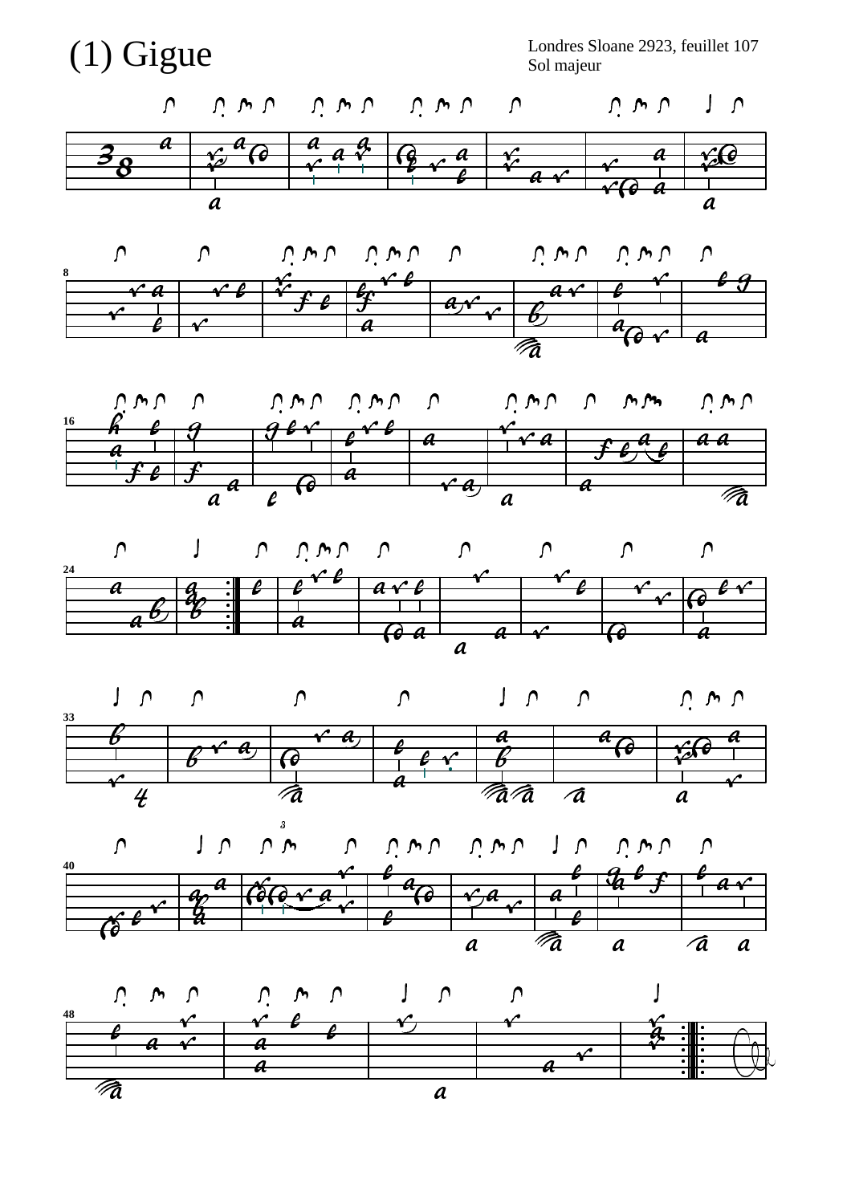# (1) Gigue

Londres Sloane 2923, feuillet 107
Sol majeur